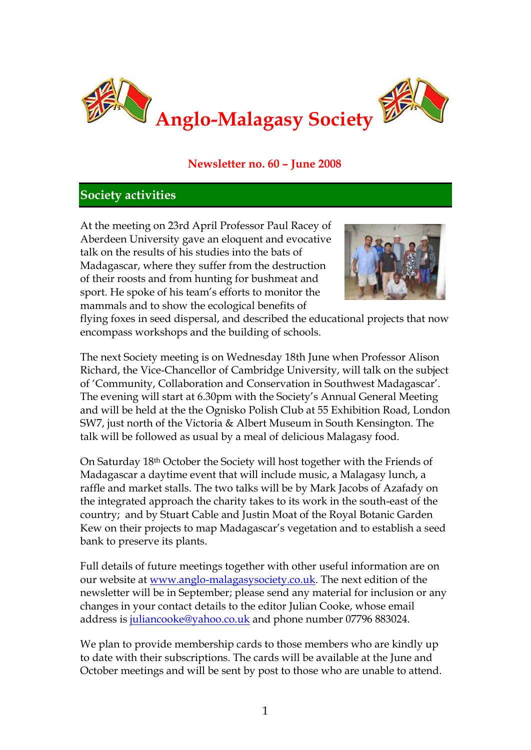# Anglo-Malagasy Society

## Newsletter no. 60 – June 2008

## Society activities

At the meeting on 23rd April Professor Paul Racey of Aberdeen University gave an eloquent and evocative talk on the results of his studies into the bats of Madagascar, where they suffer from the destruction of their roosts and from hunting for bushmeat and sport. He spoke of his team's efforts to monitor the mammals and to show the ecological benefits of flying foxes in seed dispersal, and described the educational projects that now encompass workshops and the building of schools.

The next Society meeting is on Wednesday 18th June when Professor Alison Richard, the Vice-Chancellor of Cambridge University, will talk on the subject of 'Community, Collaboration and Conservation in Southwest Madagascar'. The evening will start at 6.30pm with the Society's Annual General Meeting and will be held at the the Ognisko Polish Club at 55 Exhibition Road, London SW7, just north of the Victoria & Albert Museum in South Kensington. The talk will be followed as usual by a meal of delicious Malagasy food.

On Saturday 18th October the Society will host together with the Friends of Madagascar a daytime event that will include music, a Malagasy lunch, a raffle and market stalls. The two talks will be by Mark Jacobs of Azafady on the integrated approach the charity takes to its work in the south-east of the country; and by Stuart Cable and Justin Moat of the Royal Botanic Garden Kew on their projects to map Madagascar's vegetation and to establish a seed bank to preserve its plants.

Full details of future meetings together with other useful information are on our website at www.anglo-malagasysociety.co.uk. The next edition of the newsletter will be in September; please send any material for inclusion or any changes in your contact details to the editor Julian Cooke, whose email address is juliancooke@yahoo.co.uk and phone number 07796 883024.

We plan to provide membership cards to those members who are kindly up to date with their subscriptions. The cards will be available at the June and October meetings and will be sent by post to those who are unable to attend.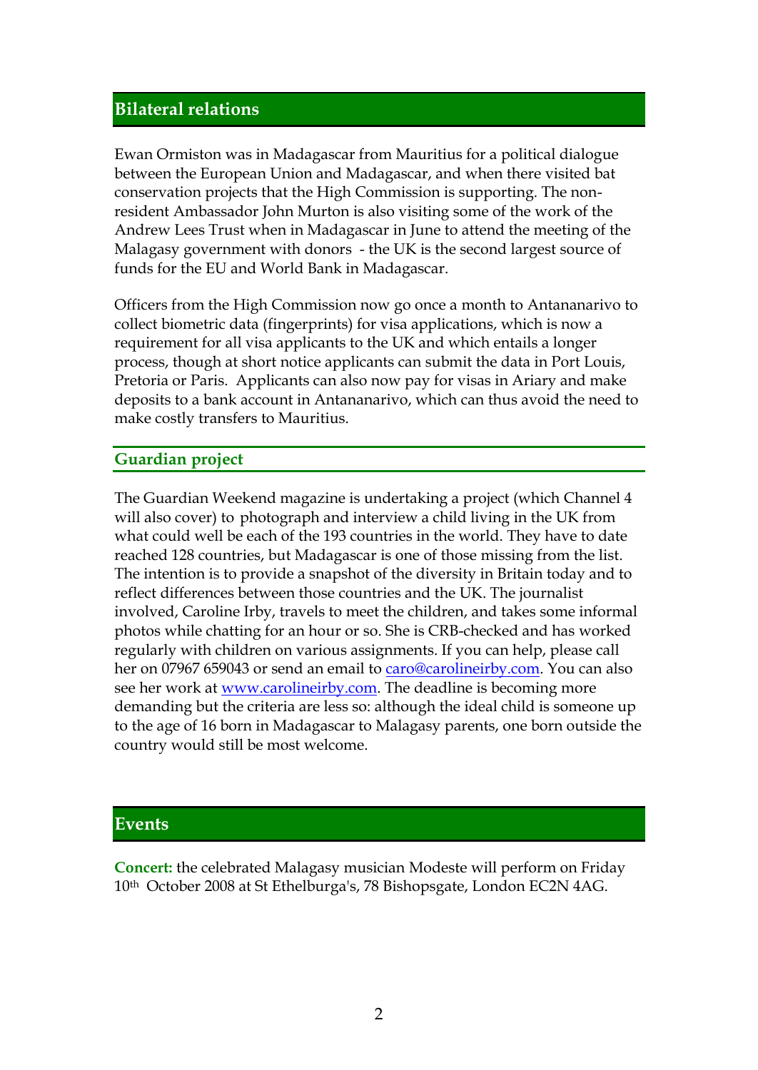## Bilateral relations

Ewan Ormiston was in Madagascar from Mauritius for a political dialogue between the European Union and Madagascar, and when there visited bat conservation projects that the High Commission is supporting. The non-resident Ambassador John Murton is also visiting some of the work of the Andrew Lees Trust when in Madagascar in June to attend the meeting of the Malagasy government with donors - the UK is the second largest source of funds for the EU and World Bank in Madagascar.

Officers from the High Commission now go once a month to Antananarivo to collect biometric data (fingerprints) for visa applications, which is now a requirement for all visa applicants to the UK and which entails a longer process, though at short notice applicants can submit the data in Port Louis, Pretoria or Paris. Applicants can also now pay for visas in Ariary and make deposits to a bank account in Antananarivo, which can thus avoid the need to make costly transfers to Mauritius.

### Guardian project

The Guardian Weekend magazine is undertaking a project (which Channel 4 will also cover) to photograph and interview a child living in the UK from what could well be each of the 193 countries in the world. They have to date reached 128 countries, but Madagascar is one of those missing from the list. The intention is to provide a snapshot of the diversity in Britain today and to reflect differences between those countries and the UK. The journalist involved, Caroline Irby, travels to meet the children, and takes some informal photos while chatting for an hour or so. She is CRB-checked and has worked regularly with children on various assignments. If you can help, please call her on 07967 659043 or send an email to caro@carolineirby.com. You can also see her work at www.carolineirby.com. The deadline is becoming more demanding but the criteria are less so: although the ideal child is someone up to the age of 16 born in Madagascar to Malagasy parents, one born outside the country would still be most welcome.

## Events

**Concert:** the celebrated Malagasy musician Modeste will perform on Friday 10th October 2008 at St Ethelburga's, 78 Bishopsgate, London EC2N 4AG.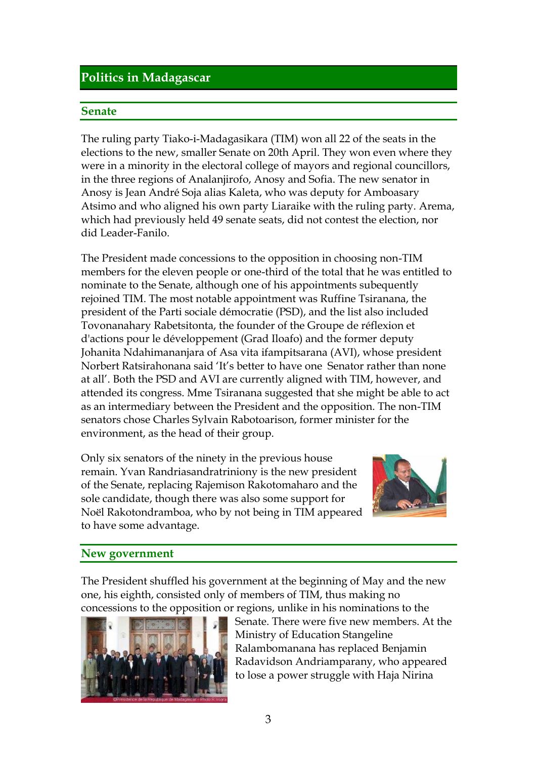# Politics in Madagascar

## Senate

The ruling party Tiako-i-Madagasikara (TIM) won all 22 of the seats in the elections to the new, smaller Senate on 20th April. They won even where they were in a minority in the electoral college of mayors and regional councillors, in the three regions of Analanjirofo, Anosy and Sofia. The new senator in Anosy is Jean André Soja alias Kaleta, who was deputy for Amboasary Atsimo and who aligned his own party Liaraike with the ruling party. Arema, which had previously held 49 senate seats, did not contest the election, nor did Leader-Fanilo.

The President made concessions to the opposition in choosing non-TIM members for the eleven people or one-third of the total that he was entitled to nominate to the Senate, although one of his appointments subequently rejoined TIM. The most notable appointment was Ruffine Tsiranana, the president of the Parti sociale démocratie (PSD), and the list also included Tovonanahary Rabetsitonta, the founder of the Groupe de réflexion et d'actions pour le développement (Grad Iloafo) and the former deputy Johanita Ndahimananjara of Asa vita ifampitsarana (AVI), whose president Norbert Ratsirahonana said 'It's better to have one Senator rather than none at all'. Both the PSD and AVI are currently aligned with TIM, however, and attended its congress. Mme Tsiranana suggested that she might be able to act as an intermediary between the President and the opposition. The non-TIM senators chose Charles Sylvain Rabotoarison, former minister for the environment, as the head of their group.

Only six senators of the ninety in the previous house remain. Yvan Randriasandratriniony is the new president of the Senate, replacing Rajemison Rakotomaharo and the sole candidate, though there was also some support for Noël Rakotondramboa, who by not being in TIM appeared to have some advantage.

## New government

The President shuffled his government at the beginning of May and the new one, his eighth, consisted only of members of TIM, thus making no concessions to the opposition or regions, unlike in his nominations to the Senate. There were five new members. At the Ministry of Education Stangeline Ralambomanana has replaced Benjamin Radavidson Andriamparany, who appeared to lose a power struggle with Haja Nirina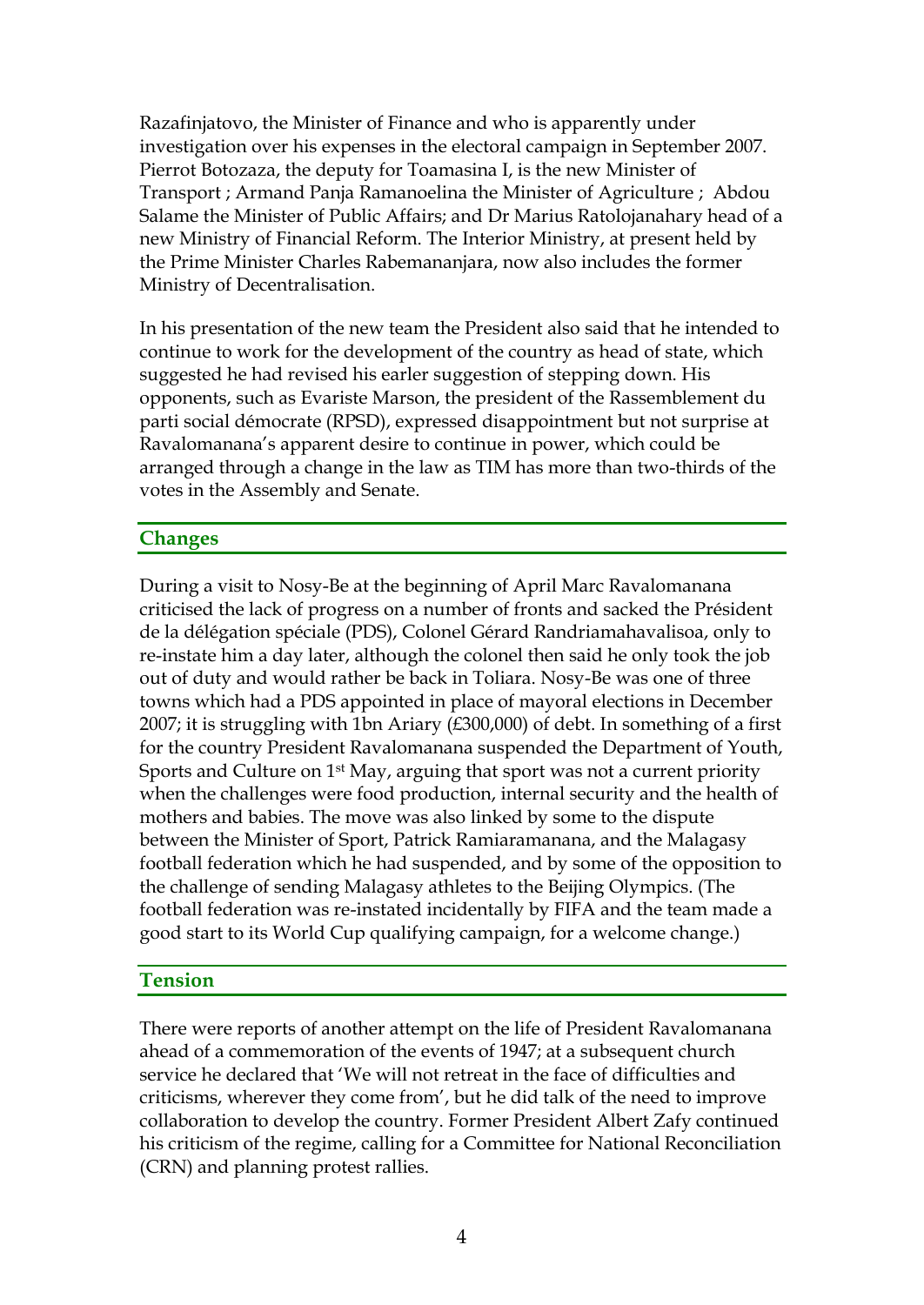Razafinjatovo, the Minister of Finance and who is apparently under investigation over his expenses in the electoral campaign in September 2007. Pierrot Botozaza, the deputy for Toamasina I, is the new Minister of Transport ; Armand Panja Ramanoelina the Minister of Agriculture ; Abdou Salame the Minister of Public Affairs; and Dr Marius Ratolojanahary head of a new Ministry of Financial Reform. The Interior Ministry, at present held by the Prime Minister Charles Rabemananjara, now also includes the former Ministry of Decentralisation.

In his presentation of the new team the President also said that he intended to continue to work for the development of the country as head of state, which suggested he had revised his earlier suggestion of stepping down. His opponents, such as Evariste Marson, the president of the Rassemblement du parti social démocrate (RPSD), expressed disappointment but not surprise at Ravalomanana's apparent desire to continue in power, which could be arranged through a change in the law as TIM has more than two-thirds of the votes in the Assembly and Senate.

## Changes

During a visit to Nosy-Be at the beginning of April Marc Ravalomanana criticised the lack of progress on a number of fronts and sacked the Président de la délégation spéciale (PDS), Colonel Gérard Randriamahavalisoa, only to re-instate him a day later, although the colonel then said he only took the job out of duty and would rather be back in Toliara. Nosy-Be was one of three towns which had a PDS appointed in place of mayoral elections in December 2007; it is struggling with 1bn Ariary (£300,000) of debt. In something of a first for the country President Ravalomanana suspended the Department of Youth, Sports and Culture on 1st May, arguing that sport was not a current priority when the challenges were food production, internal security and the health of mothers and babies. The move was also linked by some to the dispute between the Minister of Sport, Patrick Ramiaramanana, and the Malagasy football federation which he had suspended, and by some of the opposition to the challenge of sending Malagasy athletes to the Beijing Olympics. (The football federation was re-instated incidentally by FIFA and the team made a good start to its World Cup qualifying campaign, for a welcome change.)

## Tension

There were reports of another attempt on the life of President Ravalomanana ahead of a commemoration of the events of 1947; at a subsequent church service he declared that 'We will not retreat in the face of difficulties and criticisms, wherever they come from', but he did talk of the need to improve collaboration to develop the country. Former President Albert Zafy continued his criticism of the regime, calling for a Committee for National Reconciliation (CRN) and planning protest rallies.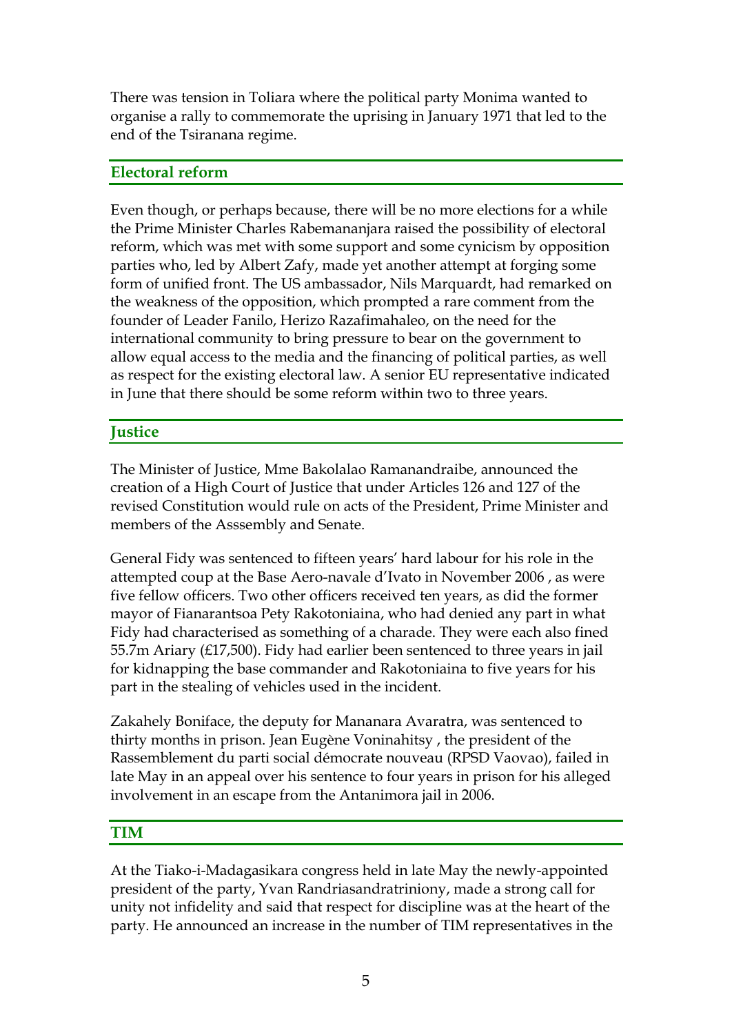There was tension in Toliara where the political party Monima wanted to organise a rally to commemorate the uprising in January 1971 that led to the end of the Tsiranana regime.

## Electoral reform

Even though, or perhaps because, there will be no more elections for a while the Prime Minister Charles Rabemananjara raised the possibility of electoral reform, which was met with some support and some cynicism by opposition parties who, led by Albert Zafy, made yet another attempt at forging some form of unified front. The US ambassador, Nils Marquardt, had remarked on the weakness of the opposition, which prompted a rare comment from the founder of Leader Fanilo, Herizo Razafimahaleo, on the need for the international community to bring pressure to bear on the government to allow equal access to the media and the financing of political parties, as well as respect for the existing electoral law. A senior EU representative indicated in June that there should be some reform within two to three years.

## Justice

The Minister of Justice, Mme Bakolalao Ramanandraibe, announced the creation of a High Court of Justice that under Articles 126 and 127 of the revised Constitution would rule on acts of the President, Prime Minister and members of the Asssembly and Senate.

General Fidy was sentenced to fifteen years' hard labour for his role in the attempted coup at the Base Aero-navale d'Ivato in November 2006 , as were five fellow officers. Two other officers received ten years, as did the former mayor of Fianarantsoa Pety Rakotoniaina, who had denied any part in what Fidy had characterised as something of a charade. They were each also fined 55.7m Ariary (£17,500). Fidy had earlier been sentenced to three years in jail for kidnapping the base commander and Rakotoniaina to five years for his part in the stealing of vehicles used in the incident.

Zakahely Boniface, the deputy for Mananara Avaratra, was sentenced to thirty months in prison. Jean Eugène Voninahitsy , the president of the Rassemblement du parti social démocrate nouveau (RPSD Vaovao), failed in late May in an appeal over his sentence to four years in prison for his alleged involvement in an escape from the Antanimora jail in 2006.

## TIM

At the Tiako-i-Madagasikara congress held in late May the newly-appointed president of the party, Yvan Randriasandratriniony, made a strong call for unity not infidelity and said that respect for discipline was at the heart of the party. He announced an increase in the number of TIM representatives in the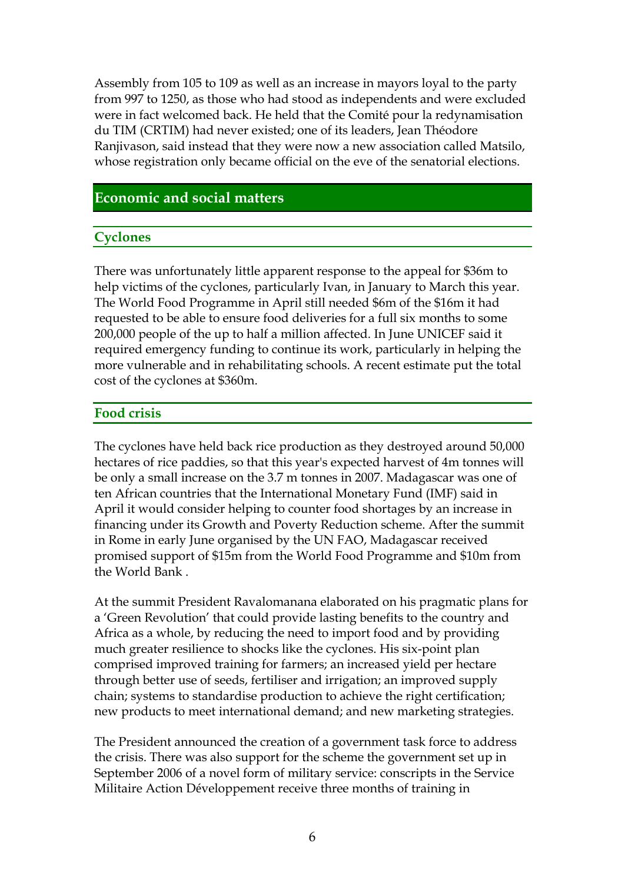Assembly from 105 to 109 as well as an increase in mayors loyal to the party from 997 to 1250, as those who had stood as independents and were excluded were in fact welcomed back. He held that the Comité pour la redynamisation du TIM (CRTIM) had never existed; one of its leaders, Jean Théodore Ranjivason, said instead that they were now a new association called Matsilo, whose registration only became official on the eve of the senatorial elections.

## Economic and social matters

### Cyclones

There was unfortunately little apparent response to the appeal for $36m to help victims of the cyclones, particularly Ivan, in January to March this year. The World Food Programme in April still needed $6m of the $16m it had requested to be able to ensure food deliveries for a full six months to some 200,000 people of the up to half a million affected. In June UNICEF said it required emergency funding to continue its work, particularly in helping the more vulnerable and in rehabilitating schools. A recent estimate put the total cost of the cyclones at $360m.

### Food crisis

The cyclones have held back rice production as they destroyed around 50,000 hectares of rice paddies, so that this year's expected harvest of 4m tonnes will be only a small increase on the 3.7 m tonnes in 2007. Madagascar was one of ten African countries that the International Monetary Fund (IMF) said in April it would consider helping to counter food shortages by an increase in financing under its Growth and Poverty Reduction scheme. After the summit in Rome in early June organised by the UN FAO, Madagascar received promised support of $15m from the World Food Programme and $10m from the World Bank .

At the summit President Ravalomanana elaborated on his pragmatic plans for a 'Green Revolution' that could provide lasting benefits to the country and Africa as a whole, by reducing the need to import food and by providing much greater resilience to shocks like the cyclones. His six-point plan comprised improved training for farmers; an increased yield per hectare through better use of seeds, fertiliser and irrigation; an improved supply chain; systems to standardise production to achieve the right certification; new products to meet international demand; and new marketing strategies.

The President announced the creation of a government task force to address the crisis. There was also support for the scheme the government set up in September 2006 of a novel form of military service: conscripts in the Service Militaire Action Développement receive three months of training in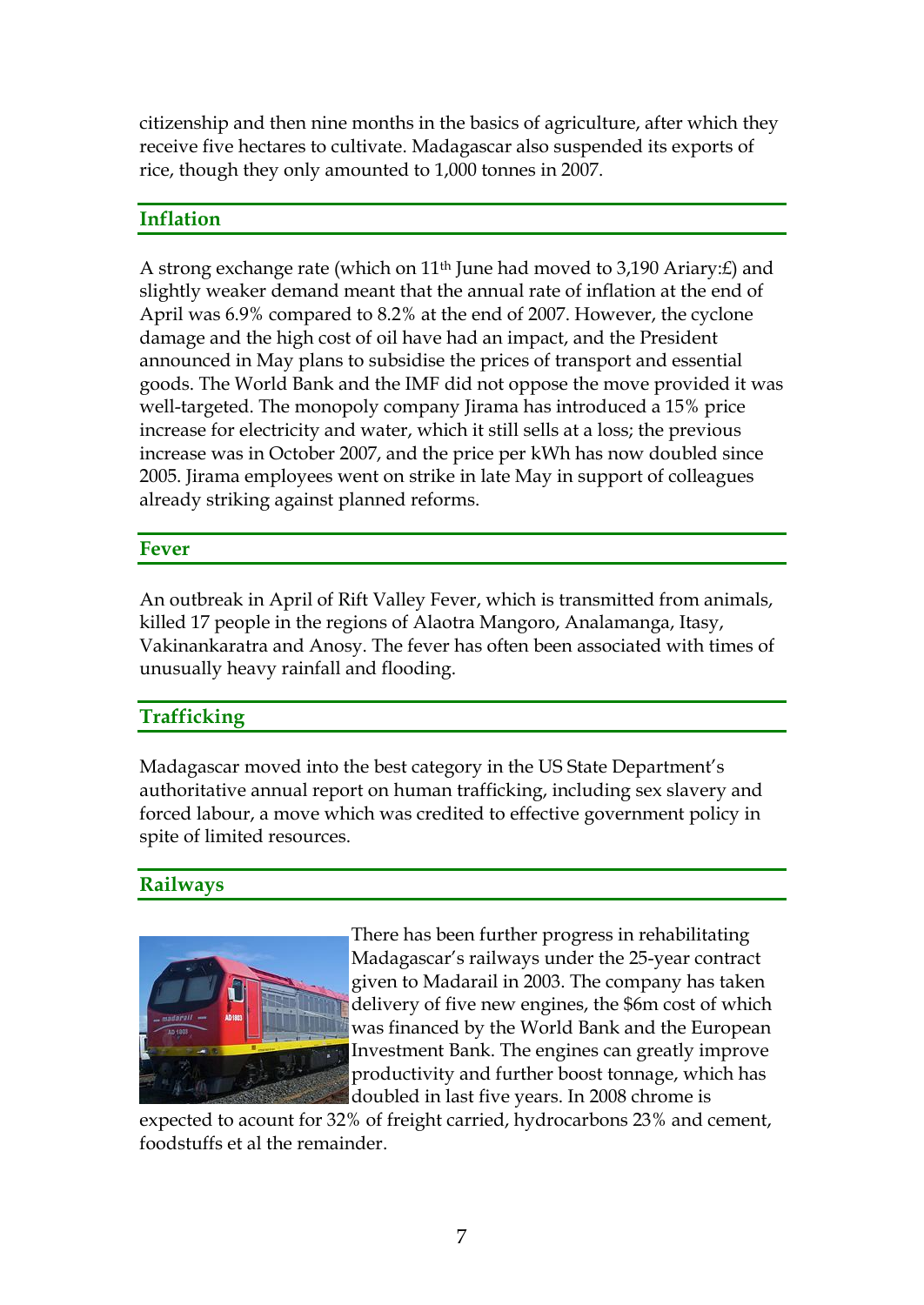citizenship and then nine months in the basics of agriculture, after which they receive five hectares to cultivate. Madagascar also suspended its exports of rice, though they only amounted to 1,000 tonnes in 2007.

## Inflation

A strong exchange rate (which on 11th June had moved to 3,190 Ariary:£) and slightly weaker demand meant that the annual rate of inflation at the end of April was 6.9% compared to 8.2% at the end of 2007. However, the cyclone damage and the high cost of oil have had an impact, and the President announced in May plans to subsidise the prices of transport and essential goods. The World Bank and the IMF did not oppose the move provided it was well-targeted. The monopoly company Jirama has introduced a 15% price increase for electricity and water, which it still sells at a loss; the previous increase was in October 2007, and the price per kWh has now doubled since 2005. Jirama employees went on strike in late May in support of colleagues already striking against planned reforms.

## Fever

An outbreak in April of Rift Valley Fever, which is transmitted from animals, killed 17 people in the regions of Alaotra Mangoro, Analamanga, Itasy, Vakinankaratra and Anosy. The fever has often been associated with times of unusually heavy rainfall and flooding.

## Trafficking

Madagascar moved into the best category in the US State Department's authoritative annual report on human trafficking, including sex slavery and forced labour, a move which was credited to effective government policy in spite of limited resources.

## Railways

There has been further progress in rehabilitating Madagascar's railways under the 25-year contract given to Madarail in 2003. The company has taken delivery of five new engines, the $6m cost of which was financed by the World Bank and the European Investment Bank. The engines can greatly improve productivity and further boost tonnage, which has doubled in last five years. In 2008 chrome is expected to acount for 32% of freight carried, hydrocarbons 23% and cement, foodstuffs et al the remainder.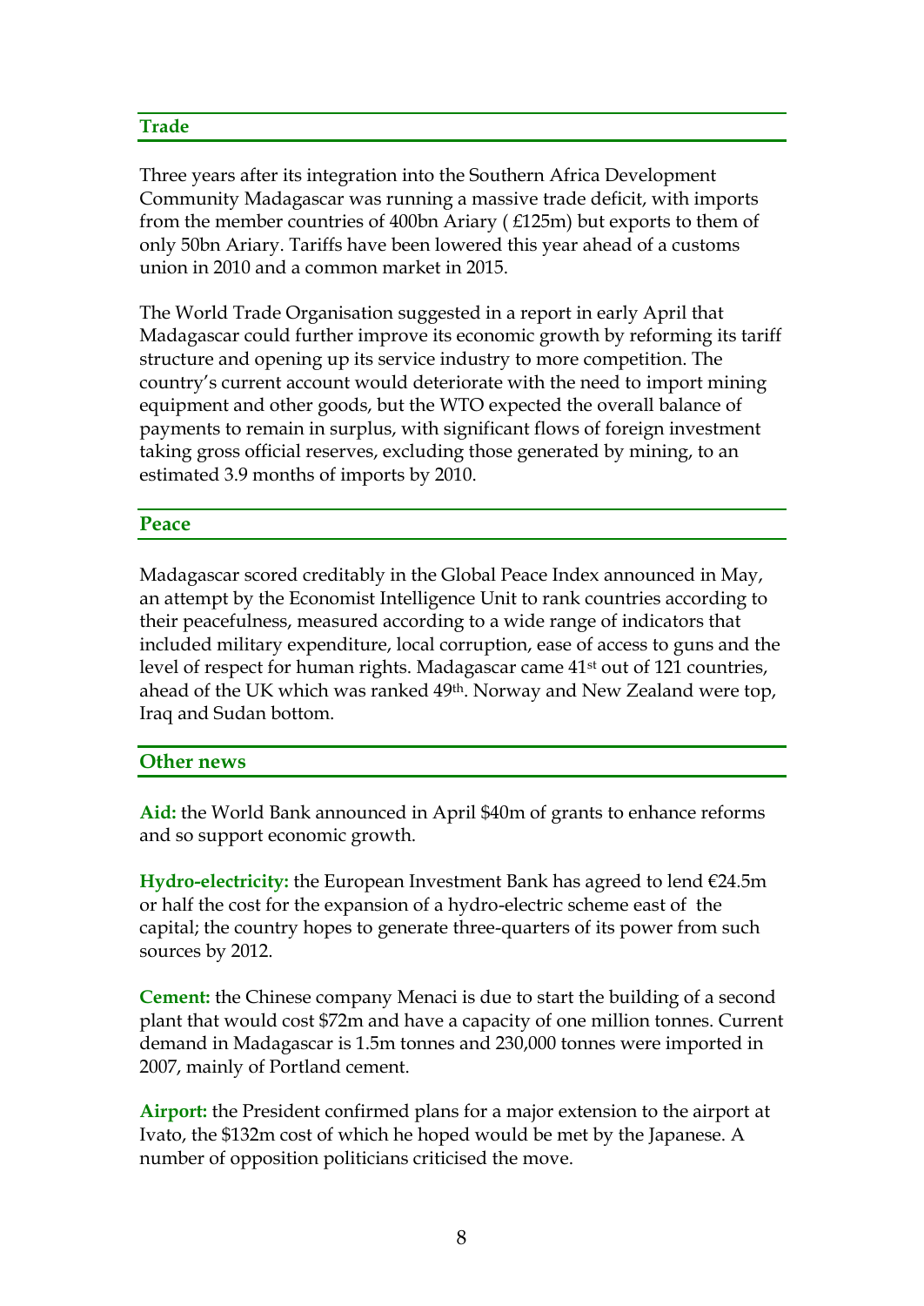## Trade

Three years after its integration into the Southern Africa Development Community Madagascar was running a massive trade deficit, with imports from the member countries of 400bn Ariary ( £125m) but exports to them of only 50bn Ariary. Tariffs have been lowered this year ahead of a customs union in 2010 and a common market in 2015.

The World Trade Organisation suggested in a report in early April that Madagascar could further improve its economic growth by reforming its tariff structure and opening up its service industry to more competition. The country's current account would deteriorate with the need to import mining equipment and other goods, but the WTO expected the overall balance of payments to remain in surplus, with significant flows of foreign investment taking gross official reserves, excluding those generated by mining, to an estimated 3.9 months of imports by 2010.

## Peace

Madagascar scored creditably in the Global Peace Index announced in May, an attempt by the Economist Intelligence Unit to rank countries according to their peacefulness, measured according to a wide range of indicators that included military expenditure, local corruption, ease of access to guns and the level of respect for human rights. Madagascar came 41st out of 121 countries, ahead of the UK which was ranked 49th. Norway and New Zealand were top, Iraq and Sudan bottom.

## Other news

**Aid:** the World Bank announced in April $40m of grants to enhance reforms and so support economic growth.

**Hydro-electricity:** the European Investment Bank has agreed to lend €24.5m or half the cost for the expansion of a hydro-electric scheme east of the capital; the country hopes to generate three-quarters of its power from such sources by 2012.

**Cement:** the Chinese company Menaci is due to start the building of a second plant that would cost $72m and have a capacity of one million tonnes. Current demand in Madagascar is 1.5m tonnes and 230,000 tonnes were imported in 2007, mainly of Portland cement.

**Airport:** the President confirmed plans for a major extension to the airport at Ivato, the $132m cost of which he hoped would be met by the Japanese. A number of opposition politicians criticised the move.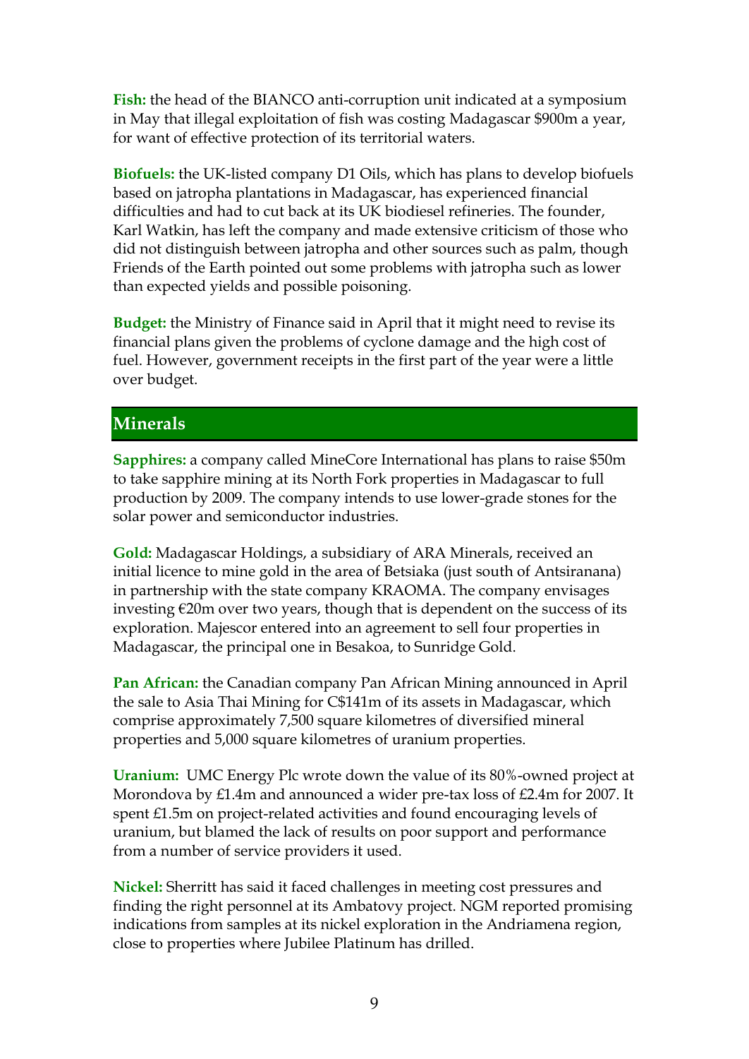**Fish:** the head of the BIANCO anti-corruption unit indicated at a symposium in May that illegal exploitation of fish was costing Madagascar $900m a year, for want of effective protection of its territorial waters.

**Biofuels:** the UK-listed company D1 Oils, which has plans to develop biofuels based on jatropha plantations in Madagascar, has experienced financial difficulties and had to cut back at its UK biodiesel refineries. The founder, Karl Watkin, has left the company and made extensive criticism of those who did not distinguish between jatropha and other sources such as palm, though Friends of the Earth pointed out some problems with jatropha such as lower than expected yields and possible poisoning.

**Budget:** the Ministry of Finance said in April that it might need to revise its financial plans given the problems of cyclone damage and the high cost of fuel. However, government receipts in the first part of the year were a little over budget.

## Minerals

**Sapphires:** a company called MineCore International has plans to raise $50m to take sapphire mining at its North Fork properties in Madagascar to full production by 2009. The company intends to use lower-grade stones for the solar power and semiconductor industries.

**Gold:** Madagascar Holdings, a subsidiary of ARA Minerals, received an initial licence to mine gold in the area of Betsiaka (just south of Antsiranana) in partnership with the state company KRAOMA. The company envisages investing €20m over two years, though that is dependent on the success of its exploration. Majescor entered into an agreement to sell four properties in Madagascar, the principal one in Besakoa, to Sunridge Gold.

**Pan African:** the Canadian company Pan African Mining announced in April the sale to Asia Thai Mining for C$141m of its assets in Madagascar, which comprise approximately 7,500 square kilometres of diversified mineral properties and 5,000 square kilometres of uranium properties.

**Uranium:** UMC Energy Plc wrote down the value of its 80%-owned project at Morondova by £1.4m and announced a wider pre-tax loss of £2.4m for 2007. It spent £1.5m on project-related activities and found encouraging levels of uranium, but blamed the lack of results on poor support and performance from a number of service providers it used.

**Nickel:** Sherritt has said it faced challenges in meeting cost pressures and finding the right personnel at its Ambatovy project. NGM reported promising indications from samples at its nickel exploration in the Andriamena region, close to properties where Jubilee Platinum has drilled.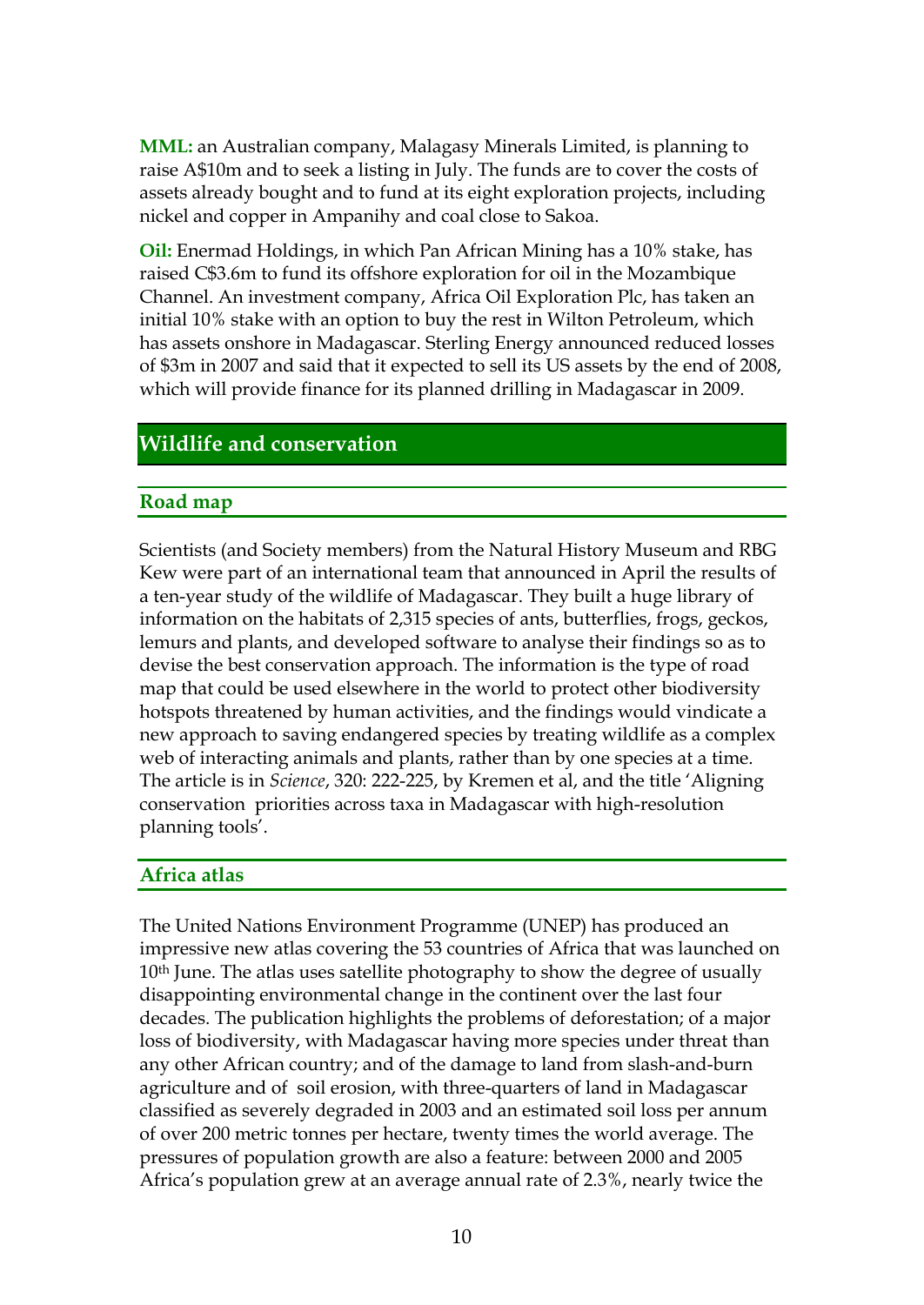**MML:** an Australian company, Malagasy Minerals Limited, is planning to raise A$10m and to seek a listing in July. The funds are to cover the costs of assets already bought and to fund at its eight exploration projects, including nickel and copper in Ampanihy and coal close to Sakoa.

**Oil:** Enermad Holdings, in which Pan African Mining has a 10% stake, has raised C$3.6m to fund its offshore exploration for oil in the Mozambique Channel. An investment company, Africa Oil Exploration Plc, has taken an initial 10% stake with an option to buy the rest in Wilton Petroleum, which has assets onshore in Madagascar. Sterling Energy announced reduced losses of $3m in 2007 and said that it expected to sell its US assets by the end of 2008, which will provide finance for its planned drilling in Madagascar in 2009.

## Wildlife and conservation

### Road map

Scientists (and Society members) from the Natural History Museum and RBG Kew were part of an international team that announced in April the results of a ten-year study of the wildlife of Madagascar. They built a huge library of information on the habitats of 2,315 species of ants, butterflies, frogs, geckos, lemurs and plants, and developed software to analyse their findings so as to devise the best conservation approach. The information is the type of road map that could be used elsewhere in the world to protect other biodiversity hotspots threatened by human activities, and the findings would vindicate a new approach to saving endangered species by treating wildlife as a complex web of interacting animals and plants, rather than by one species at a time. The article is in *Science*, 320: 222-225, by Kremen et al, and the title 'Aligning conservation priorities across taxa in Madagascar with high-resolution planning tools'.

### Africa atlas

The United Nations Environment Programme (UNEP) has produced an impressive new atlas covering the 53 countries of Africa that was launched on 10th June. The atlas uses satellite photography to show the degree of usually disappointing environmental change in the continent over the last four decades. The publication highlights the problems of deforestation; of a major loss of biodiversity, with Madagascar having more species under threat than any other African country; and of the damage to land from slash-and-burn agriculture and of soil erosion, with three-quarters of land in Madagascar classified as severely degraded in 2003 and an estimated soil loss per annum of over 200 metric tonnes per hectare, twenty times the world average. The pressures of population growth are also a feature: between 2000 and 2005 Africa's population grew at an average annual rate of 2.3%, nearly twice the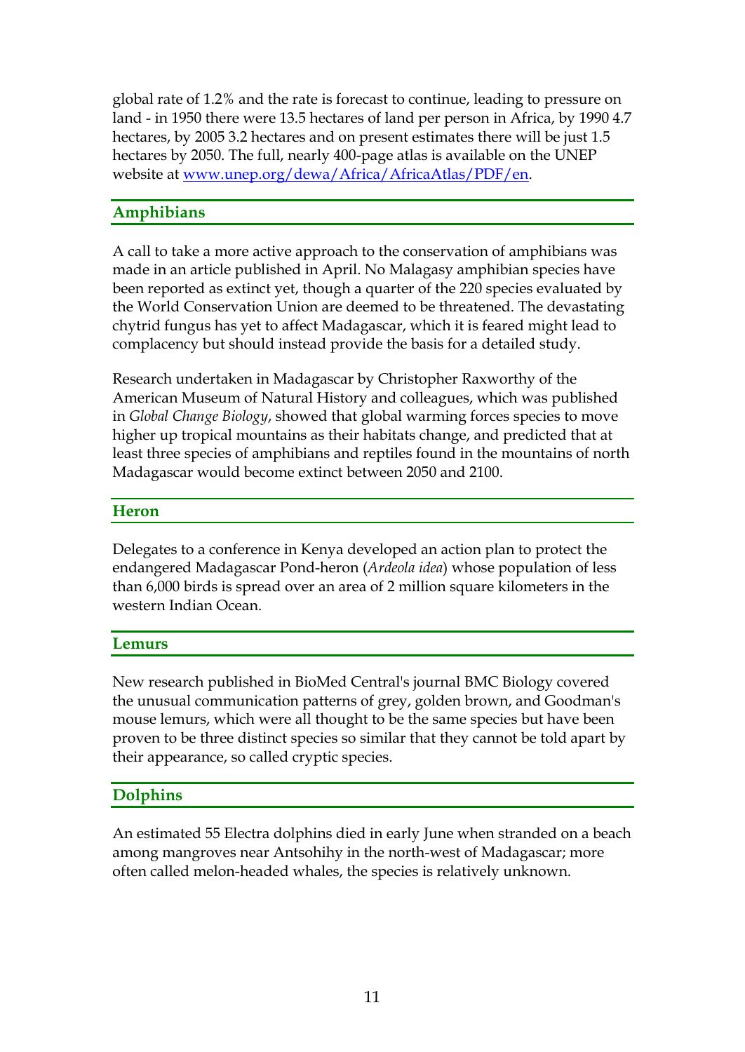global rate of 1.2% and the rate is forecast to continue, leading to pressure on land - in 1950 there were 13.5 hectares of land per person in Africa, by 1990 4.7 hectares, by 2005 3.2 hectares and on present estimates there will be just 1.5 hectares by 2050. The full, nearly 400-page atlas is available on the UNEP website at [www.unep.org/dewa/Africa/AfricaAtlas/PDF/en](www.unep.org/dewa/Africa/AfricaAtlas/PDF/en).

## Amphibians

A call to take a more active approach to the conservation of amphibians was made in an article published in April. No Malagasy amphibian species have been reported as extinct yet, though a quarter of the 220 species evaluated by the World Conservation Union are deemed to be threatened. The devastating chytrid fungus has yet to affect Madagascar, which it is feared might lead to complacency but should instead provide the basis for a detailed study.

Research undertaken in Madagascar by Christopher Raxworthy of the American Museum of Natural History and colleagues, which was published in *Global Change Biology*, showed that global warming forces species to move higher up tropical mountains as their habitats change, and predicted that at least three species of amphibians and reptiles found in the mountains of north Madagascar would become extinct between 2050 and 2100.

## Heron

Delegates to a conference in Kenya developed an action plan to protect the endangered Madagascar Pond-heron (*Ardeola idea*) whose population of less than 6,000 birds is spread over an area of 2 million square kilometers in the western Indian Ocean.

## Lemurs

New research published in BioMed Central's journal BMC Biology covered the unusual communication patterns of grey, golden brown, and Goodman's mouse lemurs, which were all thought to be the same species but have been proven to be three distinct species so similar that they cannot be told apart by their appearance, so called cryptic species.

## Dolphins

An estimated 55 Electra dolphins died in early June when stranded on a beach among mangroves near Antsohihy in the north-west of Madagascar; more often called melon-headed whales, the species is relatively unknown.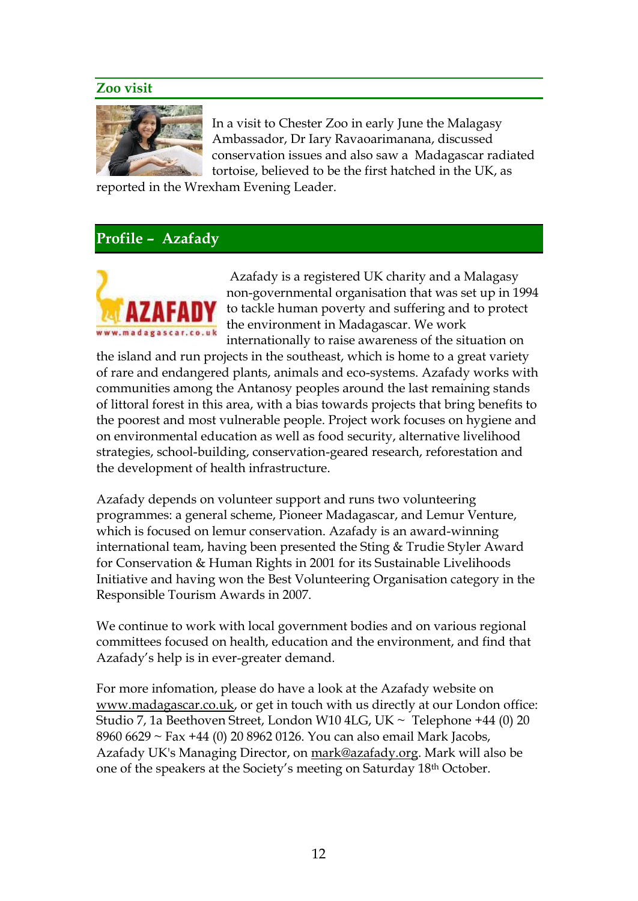## Zoo visit

In a visit to Chester Zoo in early June the Malagasy Ambassador, Dr Iary Ravaoarimanana, discussed conservation issues and also saw a Madagascar radiated tortoise, believed to be the first hatched in the UK, as reported in the Wrexham Evening Leader.

## Profile – Azafady

Azafady is a registered UK charity and a Malagasy non-governmental organisation that was set up in 1994 to tackle human poverty and suffering and to protect the environment in Madagascar. We work internationally to raise awareness of the situation on the island and run projects in the southeast, which is home to a great variety of rare and endangered plants, animals and eco-systems. Azafady works with communities among the Antanosy peoples around the last remaining stands of littoral forest in this area, with a bias towards projects that bring benefits to the poorest and most vulnerable people. Project work focuses on hygiene and on environmental education as well as food security, alternative livelihood strategies, school-building, conservation-geared research, reforestation and the development of health infrastructure.

Azafady depends on volunteer support and runs two volunteering programmes: a general scheme, Pioneer Madagascar, and Lemur Venture, which is focused on lemur conservation. Azafady is an award-winning international team, having been presented the Sting & Trudie Styler Award for Conservation & Human Rights in 2001 for its Sustainable Livelihoods Initiative and having won the Best Volunteering Organisation category in the Responsible Tourism Awards in 2007.

We continue to work with local government bodies and on various regional committees focused on health, education and the environment, and find that Azafady's help is in ever-greater demand.

For more infomation, please do have a look at the Azafady website on www.madagascar.co.uk, or get in touch with us directly at our London office: Studio 7, 1a Beethoven Street, London W10 4LG, UK ~ Telephone +44 (0) 20 8960 6629 ~ Fax +44 (0) 20 8962 0126. You can also email Mark Jacobs, Azafady UK's Managing Director, on mark@azafady.org. Mark will also be one of the speakers at the Society's meeting on Saturday 18th October.